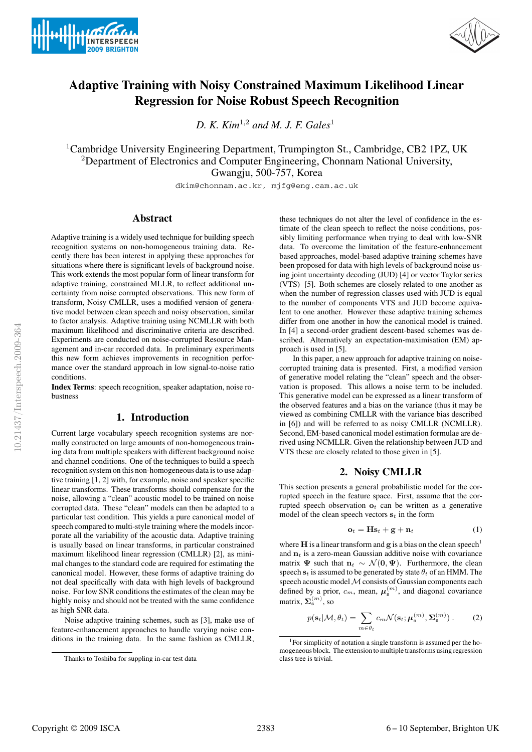# Adaptive Training with Noisy Constrained Maximum Likelihood Linear Regression for Noise Robust Speech Recognition

*D. K. Kim*[1,2] *and M. J. F. Gales*[1]

[1]Cambridge University Engineering Department, Trumpington St., Cambridge, CB2 1PZ, UK
[2]Department of Electronics and Computer Engineering, Chonnam National University, Gwangju, 500-757, Korea

dkim@chonnam.ac.kr, mjfg@eng.cam.ac.uk

## Abstract

Adaptive training is a widely used technique for building speech recognition systems on non-homogeneous training data. Recently there has been interest in applying these approaches for situations where there is significant levels of background noise. This work extends the most popular form of linear transform for adaptive training, constrained MLLR, to reflect additional uncertainty from noise corrupted observations. This new form of transform, Noisy CMLLR, uses a modified version of generative model between clean speech and noisy observation, similar to factor analysis. Adaptive training using NCMLLR with both maximum likelihood and discriminative criteria are described. Experiments are conducted on noise-corrupted Resource Management and in-car recorded data. In preliminary experiments this new form achieves improvements in recognition performance over the standard approach in low signal-to-noise ratio conditions.

**Index Terms**: speech recognition, speaker adaptation, noise robustness

## 1. Introduction

Current large vocabulary speech recognition systems are normally constructed on large amounts of non-homogeneous training data from multiple speakers with different background noise and channel conditions. One of the techniques to build a speech recognition system on this non-homogeneous data is to use adaptive training [1, 2] with, for example, noise and speaker specific linear transforms. These transforms should compensate for the noise, allowing a "clean" acoustic model to be trained on noise corrupted data. These "clean" models can then be adapted to a particular test condition. This yields a pure canonical model of speech compared to multi-style training where the models incorporate all the variability of the acoustic data. Adaptive training is usually based on linear transforms, in particular constrained maximum likelihood linear regression (CMLLR) [2], as minimal changes to the standard code are required for estimating the canonical model. However, these forms of adaptive training do not deal specifically with data with high levels of background noise. For low SNR conditions the estimates of the clean speech may be highly noisy and should not be treated with the same confidence as high SNR data.

Noise adaptive training schemes, such as [3], make use of feature-enhancement approaches to handle varying noise conditions in the training data. In the same fashion as CMLLR, these techniques do not alter the level of confidence in the estimate of the clean speech to reflect the noise conditions, possibly limiting performance when trying to deal with low-SNR data. To overcome the limitation of the feature-enhancement based approaches, model-based adaptive training schemes have been proposed for data with high levels of background noise using joint uncertainty decoding (JUD) [4] or vector Taylor series (VTS) [5]. Both schemes are closely related to one another as when the number of regression classes used with JUD is equal to the number of components VTS and JUD become equivalent to one another. However these adaptive training schemes differ from one another in how the canonical model is trained. In [4] a second-order gradient descent-based schemes was described. Alternatively an expectation-maximisation (EM) approach is used in [5].

In this paper, a new approach for adaptive training on noise-corrupted training data is presented. First, a modified version of generative model relating the "clean" speech and the observation is proposed. This allows a noise term to be included. This generative model can be expressed as a linear transform of the observed features and a bias on the variance (thus it may be viewed as combining CMLLR with the variance bias described in [6]) and will be referred to as noisy CMLLR (NCMLLR). Second, EM-based canonical model estimation formulae are derived using NCMLLR. Given the relationship between JUD and VTS these are closely related to those given in [5].

## 2. Noisy CMLLR

This section presents a general probabilistic model for the corrupted speech in the feature space. First, assume that the corrupted speech observation $\mathbf{o}_t$ can be written as a generative model of the clean speech vectors $\mathbf{s}_t$ in the form

$$\mathbf{o}_t = \mathbf{H}\mathbf{s}_t + \mathbf{g} + \mathbf{n}_t \tag{1}$$

where $\mathbf{H}$ is a linear transform and $\mathbf{g}$ is a bias on the clean speech[1] and $\mathbf{n}_t$ is a zero-mean Gaussian additive noise with covariance matrix $\mathbf{\Psi}$ such that $\mathbf{n}_t \sim \mathcal{N}(\mathbf{0}, \mathbf{\Psi})$. Furthermore, the clean speech $\mathbf{s}_t$ is assumed to be generated by state $\theta_t$ of an HMM. The speech acoustic model $\mathcal{M}$ consists of Gaussian components each defined by a prior, $c_m$, mean, $\boldsymbol{\mu}_{\mathsf{s}}^{(m)}$, and diagonal covariance matrix, $\mathbf{\Sigma}_{\mathsf{s}}^{(m)}$, so

$$p(\mathbf{s}_t|\mathcal{M}, \theta_t) = \sum_{m\in\theta_t} c_m \mathcal{N}(\mathbf{s}_t; \boldsymbol{\mu}_{\mathsf{s}}^{(m)}, \mathbf{\Sigma}_{\mathsf{s}}^{(m)}) \,. \tag{2}$$

[1]For simplicity of notation a single transform is assumed per the homogeneous block. The extension to multiple transforms using regression class tree is trivial.

Thanks to Toshiba for suppling in-car test data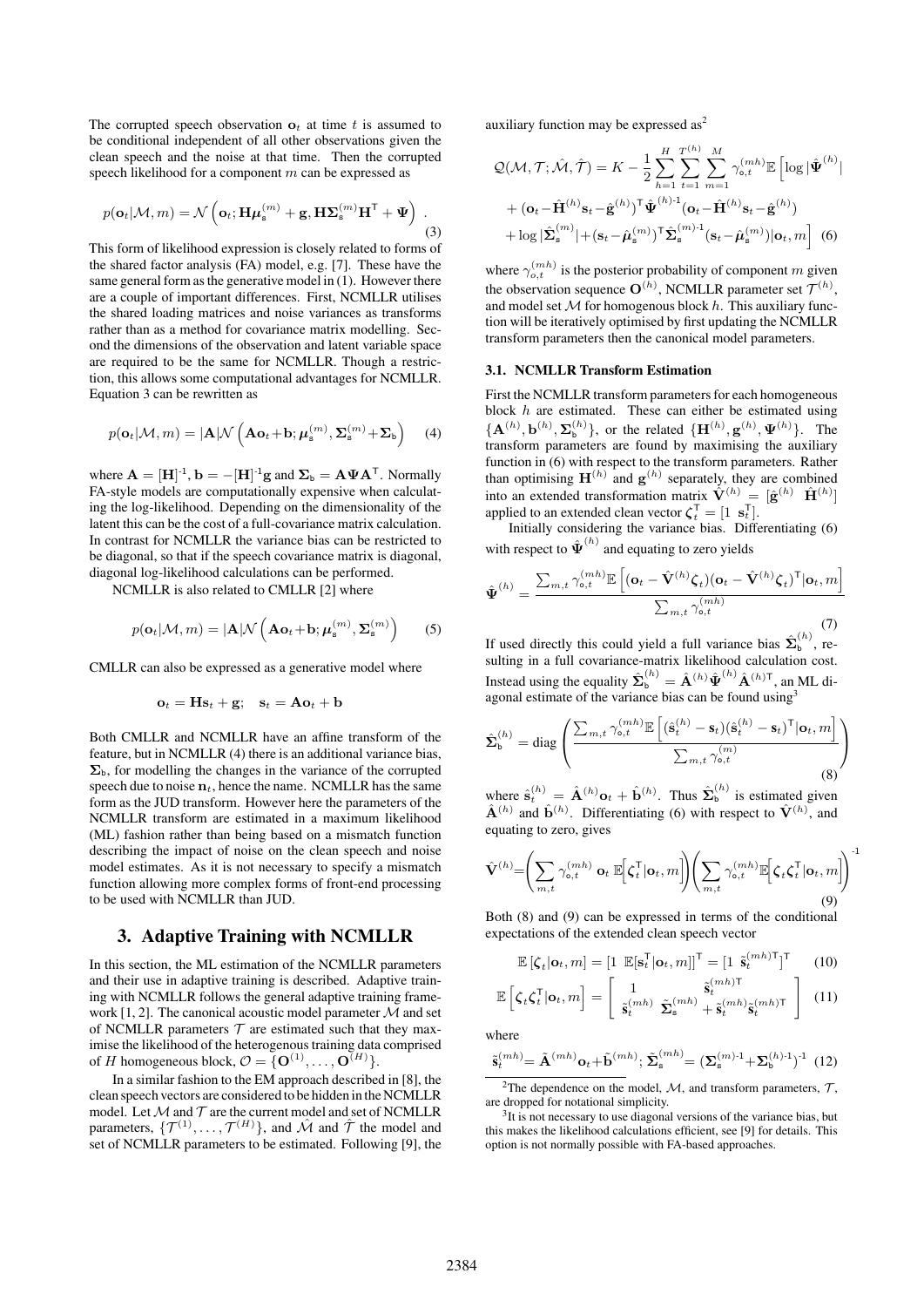The corrupted speech observation $\mathbf{o}_t$ at time $t$ is assumed to be conditional independent of all other observations given the clean speech and the noise at that time. Then the corrupted speech likelihood for a component $m$ can be expressed as

$$p(\mathbf{o}_t|\mathcal{M}, m) = \mathcal{N}\left(\mathbf{o}_t; \mathbf{H}\boldsymbol{\mu}_{\mathsf{s}}^{(m)} + \mathbf{g}, \mathbf{H}\boldsymbol{\Sigma}_{\mathsf{s}}^{(m)}\mathbf{H}^{\mathsf{T}} + \boldsymbol{\Psi}\right). \quad (3)$$

This form of likelihood expression is closely related to forms of the shared factor analysis (FA) model, e.g. [7]. These have the same general form as the generative model in (1). However there are a couple of important differences. First, NCMLLR utilises the shared loading matrices and noise variances as transforms rather than as a method for covariance matrix modelling. Second the dimensions of the observation and latent variable space are required to be the same for NCMLLR. Though a restriction, this allows some computational advantages for NCMLLR. Equation 3 can be rewritten as

$$p(\mathbf{o}_t|\mathcal{M}, m) = |\mathbf{A}|\mathcal{N}\left(\mathbf{A}\mathbf{o}_t + \mathbf{b}; \boldsymbol{\mu}_{\mathsf{s}}^{(m)}, \boldsymbol{\Sigma}_{\mathsf{s}}^{(m)} + \boldsymbol{\Sigma}_{\mathsf{b}}\right) \quad (4)$$

where $\mathbf{A} = [\mathbf{H}]^{-1}$, $\mathbf{b} = -[\mathbf{H}]^{-1}\mathbf{g}$ and $\boldsymbol{\Sigma}_{\mathsf{b}} = \mathbf{A}\boldsymbol{\Psi}\mathbf{A}^{\mathsf{T}}$. Normally FA-style models are computationally expensive when calculating the log-likelihood. Depending on the dimensionality of the latent this can be the cost of a full-covariance matrix calculation. In contrast for NCMLLR the variance bias can be restricted to be diagonal, so that if the speech covariance matrix is diagonal, diagonal log-likelihood calculations can be performed.

NCMLLR is also related to CMLLR [2] where

$$p(\mathbf{o}_t|\mathcal{M}, m) = |\mathbf{A}|\mathcal{N}\left(\mathbf{A}\mathbf{o}_t + \mathbf{b}; \boldsymbol{\mu}_{\mathsf{s}}^{(m)}, \boldsymbol{\Sigma}_{\mathsf{s}}^{(m)}\right) \quad (5)$$

CMLLR can also be expressed as a generative model where

$$\mathbf{o}_t = \mathbf{H}\mathbf{s}_t + \mathbf{g}; \quad \mathbf{s}_t = \mathbf{A}\mathbf{o}_t + \mathbf{b}$$

Both CMLLR and NCMLLR have an affine transform of the feature, but in NCMLLR (4) there is an additional variance bias, $\boldsymbol{\Sigma}_{\mathsf{b}}$, for modelling the changes in the variance of the corrupted speech due to noise $\mathbf{n}_t$, hence the name. NCMLLR has the same form as the JUD transform. However here the parameters of the NCMLLR transform are estimated in a maximum likelihood (ML) fashion rather than being based on a mismatch function describing the impact of noise on the clean speech and noise model estimates. As it is not necessary to specify a mismatch function allowing more complex forms of front-end processing to be used with NCMLLR than JUD.

## 3. Adaptive Training with NCMLLR

In this section, the ML estimation of the NCMLLR parameters and their use in adaptive training is described. Adaptive training with NCMLLR follows the general adaptive training framework [1, 2]. The canonical acoustic model parameter $\mathcal{M}$ and set of NCMLLR parameters $\mathcal{T}$ are estimated such that they maximise the likelihood of the heterogenous training data comprised of $H$ homogeneous block, $\mathcal{O} = \{\mathbf{O}^{(1)}, \ldots, \mathbf{O}^{(H)}\}$.

In a similar fashion to the EM approach described in [8], the clean speech vectors are considered to be hidden in the NCMLLR model. Let $\mathcal{M}$ and $\mathcal{T}$ are the current model and set of NCMLLR parameters, $\{\mathcal{T}^{(1)}, \ldots, \mathcal{T}^{(H)}\}$, and $\hat{\mathcal{M}}$ and $\hat{\mathcal{T}}$ the model and set of NCMLLR parameters to be estimated. Following [9], the auxiliary function may be expressed as[2]

$$\begin{aligned}\mathcal{Q}(\mathcal{M}, \mathcal{T}; \hat{\mathcal{M}}, \hat{\mathcal{T}}) = K - \frac{1}{2}\sum_{h=1}^{H}\sum_{t=1}^{T^{(h)}}\sum_{m=1}^{M}\gamma_{\mathsf{o},t}^{(mh)}\mathbb{E}\Big[\log|\hat{\boldsymbol{\Psi}}^{(h)}| \\ + (\mathbf{o}_t - \hat{\mathbf{H}}^{(h)}\mathbf{s}_t - \hat{\mathbf{g}}^{(h)})^{\mathsf{T}}\hat{\boldsymbol{\Psi}}^{(h)-1}(\mathbf{o}_t - \hat{\mathbf{H}}^{(h)}\mathbf{s}_t - \hat{\mathbf{g}}^{(h)}) \\ + \log|\hat{\boldsymbol{\Sigma}}_{\mathsf{s}}^{(m)}| + (\mathbf{s}_t - \hat{\boldsymbol{\mu}}_{\mathsf{s}}^{(m)})^{\mathsf{T}}\hat{\boldsymbol{\Sigma}}_{\mathsf{s}}^{(m)-1}(\mathbf{s}_t - \hat{\boldsymbol{\mu}}_{\mathsf{s}}^{(m)})|\mathbf{o}_t, m\Big] \quad (6)\end{aligned}$$

where $\gamma_{o,t}^{(mh)}$ is the posterior probability of component $m$ given the observation sequence $\mathbf{O}^{(h)}$, NCMLLR parameter set $\mathcal{T}^{(h)}$, and model set $\mathcal{M}$ for homogenous block $h$. This auxiliary function will be iteratively optimised by first updating the NCMLLR transform parameters then the canonical model parameters.

### 3.1. NCMLLR Transform Estimation

First the NCMLLR transform parameters for each homogeneous block $h$ are estimated. These can either be estimated using $\{\mathbf{A}^{(h)}, \mathbf{b}^{(h)}, \boldsymbol{\Sigma}_{\mathsf{b}}^{(h)}\}$, or the related $\{\mathbf{H}^{(h)}, \mathbf{g}^{(h)}, \boldsymbol{\Psi}^{(h)}\}$. The transform parameters are found by maximising the auxiliary function in (6) with respect to the transform parameters. Rather than optimising $\mathbf{H}^{(h)}$ and $\mathbf{g}^{(h)}$ separately, they are combined into an extended transformation matrix $\hat{\mathbf{V}}^{(h)} = [\hat{\mathbf{g}}^{(h)} \;\; \hat{\mathbf{H}}^{(h)}]$ applied to an extended clean vector $\boldsymbol{\zeta}_t^{\mathsf{T}} = [1 \;\; \mathbf{s}_t^{\mathsf{T}}]$.

Initially considering the variance bias. Differentiating (6) with respect to $\hat{\boldsymbol{\Psi}}^{(h)}$ and equating to zero yields

$$\hat{\boldsymbol{\Psi}}^{(h)} = \frac{\sum_{m,t}\gamma_{\mathsf{o},t}^{(mh)}\mathbb{E}\left[(\mathbf{o}_t - \hat{\mathbf{V}}^{(h)}\boldsymbol{\zeta}_t)(\mathbf{o}_t - \hat{\mathbf{V}}^{(h)}\boldsymbol{\zeta}_t)^{\mathsf{T}}|\mathbf{o}_t, m\right]}{\sum_{m,t}\gamma_{\mathsf{o},t}^{(mh)}} \quad (7)$$

If used directly this could yield a full variance bias $\hat{\boldsymbol{\Sigma}}_{\mathsf{b}}^{(h)}$, resulting in a full covariance-matrix likelihood calculation cost. Instead using the equality $\hat{\boldsymbol{\Sigma}}_{\mathsf{b}}^{(h)} = \hat{\mathbf{A}}^{(h)}\hat{\boldsymbol{\Psi}}^{(h)}\hat{\mathbf{A}}^{(h)\mathsf{T}}$, an ML diagonal estimate of the variance bias can be found using[3]

$$\hat{\boldsymbol{\Sigma}}_{\mathsf{b}}^{(h)} = \text{diag}\left(\frac{\sum_{m,t}\gamma_{\mathsf{o},t}^{(mh)}\mathbb{E}\left[(\hat{\mathbf{s}}_t^{(h)} - \mathbf{s}_t)(\hat{\mathbf{s}}_t^{(h)} - \mathbf{s}_t)^{\mathsf{T}}|\mathbf{o}_t, m\right]}{\sum_{m,t}\gamma_{\mathsf{o},t}^{(m)}}\right) \quad (8)$$

where $\hat{\mathbf{s}}_t^{(h)} = \hat{\mathbf{A}}^{(h)}\mathbf{o}_t + \hat{\mathbf{b}}^{(h)}$. Thus $\hat{\boldsymbol{\Sigma}}_{\mathsf{b}}^{(h)}$ is estimated given $\hat{\mathbf{A}}^{(h)}$ and $\hat{\mathbf{b}}^{(h)}$. Differentiating (6) with respect to $\hat{\mathbf{V}}^{(h)}$, and equating to zero, gives

$$\hat{\mathbf{V}}^{(h)} = \left(\sum_{m,t}\gamma_{\mathsf{o},t}^{(mh)}\;\mathbf{o}_t\;\mathbb{E}\left[\boldsymbol{\zeta}_t^{\mathsf{T}}|\mathbf{o}_t, m\right]\right)\left(\sum_{m,t}\gamma_{\mathsf{o},t}^{(mh)}\mathbb{E}\left[\boldsymbol{\zeta}_t\boldsymbol{\zeta}_t^{\mathsf{T}}|\mathbf{o}_t, m\right]\right)^{-1} \quad (9)$$

Both (8) and (9) can be expressed in terms of the conditional expectations of the extended clean speech vector

$$\mathbb{E}\left[\boldsymbol{\zeta}_t|\mathbf{o}_t, m\right] = [1 \;\; \mathbb{E}[\mathbf{s}_t^{\mathsf{T}}|\mathbf{o}_t, m]]^{\mathsf{T}} = [1 \;\; \tilde{\mathbf{s}}_t^{(mh)\mathsf{T}}]^{\mathsf{T}} \quad (10)$$

$$\mathbb{E}\left[\boldsymbol{\zeta}_t\boldsymbol{\zeta}_t^{\mathsf{T}}|\mathbf{o}_t, m\right] = \begin{bmatrix} 1 & \tilde{\mathbf{s}}_t^{(mh)\mathsf{T}} \\ \tilde{\mathbf{s}}_t^{(mh)} & \tilde{\boldsymbol{\Sigma}}_{\mathsf{s}}^{(mh)} + \tilde{\mathbf{s}}_t^{(mh)}\tilde{\mathbf{s}}_t^{(mh)\mathsf{T}} \end{bmatrix} \quad (11)$$

where

$$\tilde{\mathbf{s}}_t^{(mh)} = \tilde{\mathbf{A}}^{(mh)}\mathbf{o}_t + \tilde{\mathbf{b}}^{(mh)}; \; \tilde{\boldsymbol{\Sigma}}_{\mathsf{s}}^{(mh)} = (\boldsymbol{\Sigma}_{\mathsf{s}}^{(m)-1} + \boldsymbol{\Sigma}_{\mathsf{b}}^{(h)-1})^{-1} \quad (12)$$

---

[2] The dependence on the model, $\mathcal{M}$, and transform parameters, $\mathcal{T}$, are dropped for notational simplicity.

[3] It is not necessary to use diagonal versions of the variance bias, but this makes the likelihood calculations efficient, see [9] for details. This option is not normally possible with FA-based approaches.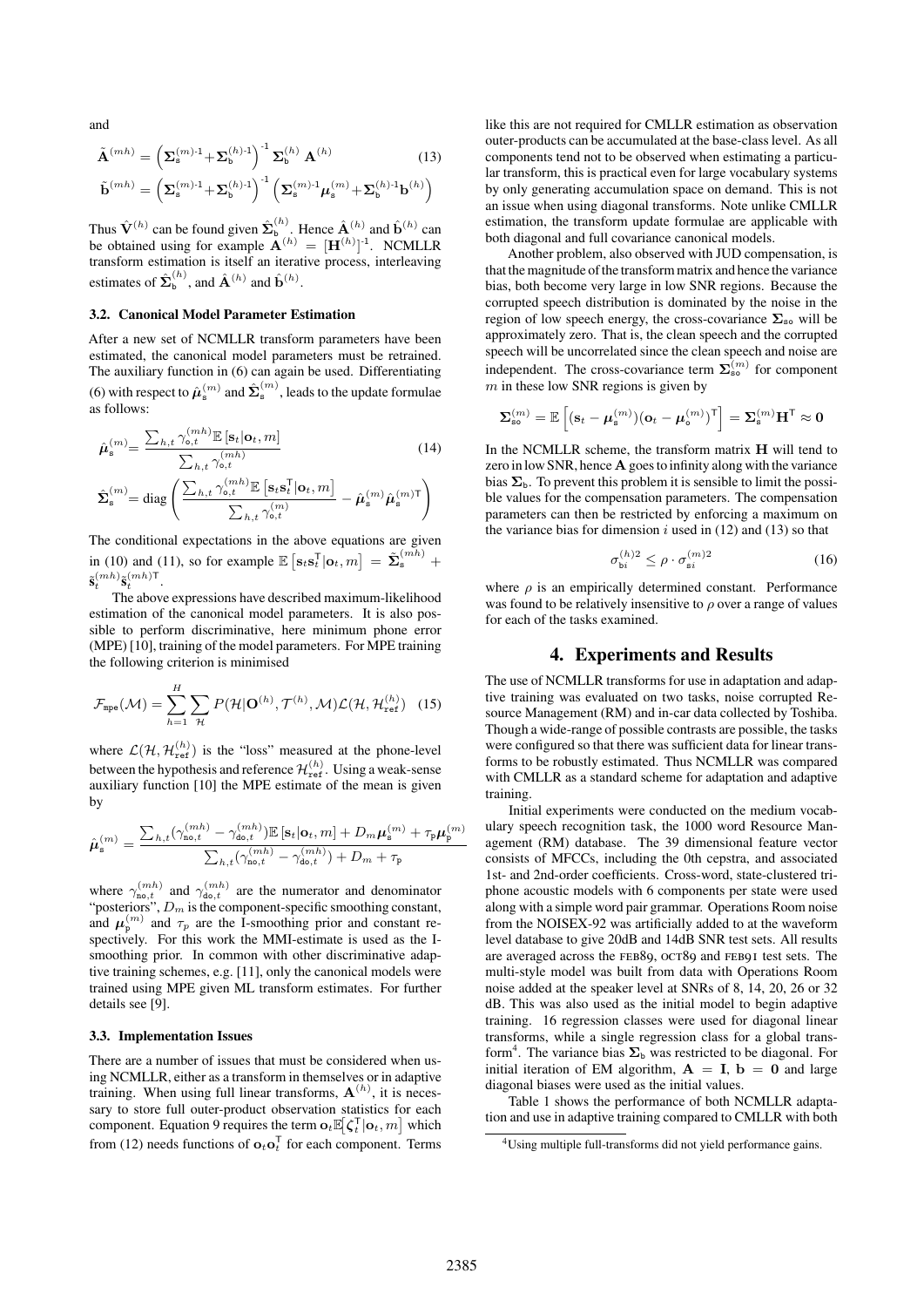and

$$\tilde{\mathbf{A}}^{(mh)} = \left(\mathbf{\Sigma}_{\mathtt{s}}^{(m)\text{-}1}+\mathbf{\Sigma}_{\mathtt{b}}^{(h)\text{-}1}\right)^{-1}\mathbf{\Sigma}_{\mathtt{b}}^{(h)}\ \mathbf{A}^{(h)} \tag{13}$$

$$\tilde{\mathbf{b}}^{(mh)} = \left(\mathbf{\Sigma}_{\mathtt{s}}^{(m)\text{-}1}+\mathbf{\Sigma}_{\mathtt{b}}^{(h)\text{-}1}\right)^{-1}\left(\mathbf{\Sigma}_{\mathtt{s}}^{(m)\text{-}1}\boldsymbol{\mu}_{\mathtt{s}}^{(m)}+\mathbf{\Sigma}_{\mathtt{b}}^{(h)\text{-}1}\mathbf{b}^{(h)}\right)$$

Thus $\hat{\mathbf{V}}^{(h)}$ can be found given $\hat{\mathbf{\Sigma}}_{\mathtt{b}}^{(h)}$. Hence $\hat{\mathbf{A}}^{(h)}$ and $\hat{\mathbf{b}}^{(h)}$ can be obtained using for example $\mathbf{A}^{(h)} = [\mathbf{H}^{(h)}]^{\text{-}1}$. NCMLLR transform estimation is itself an iterative process, interleaving estimates of $\hat{\mathbf{\Sigma}}_{\mathtt{b}}^{(h)}$, and $\hat{\mathbf{A}}^{(h)}$ and $\hat{\mathbf{b}}^{(h)}$.

### 3.2. Canonical Model Parameter Estimation

After a new set of NCMLLR transform parameters have been estimated, the canonical model parameters must be retrained. The auxiliary function in (6) can again be used. Differentiating (6) with respect to $\hat{\boldsymbol{\mu}}_{\mathtt{s}}^{(m)}$ and $\hat{\mathbf{\Sigma}}_{\mathtt{s}}^{(m)}$, leads to the update formulae as follows:

$$\hat{\boldsymbol{\mu}}_{\mathtt{s}}^{(m)} = \frac{\sum_{h,t}\gamma_{\mathtt{o},t}^{(mh)}\mathbb{E}\left[\mathbf{s}_t|\mathbf{o}_t,m\right]}{\sum_{h,t}\gamma_{\mathtt{o},t}^{(mh)}} \tag{14}$$

$$\hat{\mathbf{\Sigma}}_{\mathtt{s}}^{(m)} = \text{diag}\left(\frac{\sum_{h,t}\gamma_{\mathtt{o},t}^{(mh)}\mathbb{E}\left[\mathbf{s}_t\mathbf{s}_t^{\mathsf{T}}|\mathbf{o}_t,m\right]}{\sum_{h,t}\gamma_{\mathtt{o},t}^{(m)}} - \hat{\boldsymbol{\mu}}_{\mathtt{s}}^{(m)}\hat{\boldsymbol{\mu}}_{\mathtt{s}}^{(m)\mathsf{T}}\right)$$

The conditional expectations in the above equations are given in (10) and (11), so for example $\mathbb{E}\left[\mathbf{s}_t\mathbf{s}_t^{\mathsf{T}}|\mathbf{o}_t,m\right] = \tilde{\mathbf{\Sigma}}_{\mathtt{s}}^{(mh)} + \tilde{\mathbf{s}}_t^{(mh)}\tilde{\mathbf{s}}_t^{(mh)\mathsf{T}}$.

The above expressions have described maximum-likelihood estimation of the canonical model parameters. It is also possible to perform discriminative, here minimum phone error (MPE) [10], training of the model parameters. For MPE training the following criterion is minimised

$$\mathcal{F}_{\mathtt{mpe}}(\mathcal{M}) = \sum_{h=1}^{H}\sum_{\mathcal{H}}P(\mathcal{H}|\mathbf{O}^{(h)},\mathcal{T}^{(h)},\mathcal{M})\mathcal{L}(\mathcal{H},\mathcal{H}_{\mathtt{ref}}^{(h)}) \tag{15}$$

where $\mathcal{L}(\mathcal{H},\mathcal{H}_{\mathtt{ref}}^{(h)})$ is the "loss" measured at the phone-level between the hypothesis and reference $\mathcal{H}_{\mathtt{ref}}^{(h)}$. Using a weak-sense auxiliary function [10] the MPE estimate of the mean is given by

$$\hat{\boldsymbol{\mu}}_{\mathtt{s}}^{(m)} = \frac{\sum_{h,t}(\gamma_{\mathtt{no},t}^{(mh)}-\gamma_{\mathtt{do},t}^{(mh)})\mathbb{E}\left[\mathbf{s}_t|\mathbf{o}_t,m\right]+D_m\boldsymbol{\mu}_{\mathtt{s}}^{(m)}+\tau_{\mathtt{p}}\boldsymbol{\mu}_{\mathtt{p}}^{(m)}}{\sum_{h,t}(\gamma_{\mathtt{no},t}^{(mh)}-\gamma_{\mathtt{do},t}^{(mh)})+D_m+\tau_{\mathtt{p}}}$$

where $\gamma_{\mathtt{no},t}^{(mh)}$ and $\gamma_{\mathtt{do},t}^{(mh)}$ are the numerator and denominator "posteriors", $D_m$ is the component-specific smoothing constant, and $\boldsymbol{\mu}_{\mathtt{p}}^{(m)}$ and $\tau_p$ are the I-smoothing prior and constant respectively. For this work the MMI-estimate is used as the I-smoothing prior. In common with other discriminative adaptive training schemes, e.g. [11], only the canonical models were trained using MPE given ML transform estimates. For further details see [9].

### 3.3. Implementation Issues

There are a number of issues that must be considered when using NCMLLR, either as a transform in themselves or in adaptive training. When using full linear transforms, $\mathbf{A}^{(h)}$, it is necessary to store full outer-product observation statistics for each component. Equation 9 requires the term $\mathbf{o}_t\mathbb{E}\left[\boldsymbol{\zeta}_t^{\mathsf{T}}|\mathbf{o}_t,m\right]$ which from (12) needs functions of $\mathbf{o}_t\mathbf{o}_t^{\mathsf{T}}$ for each component. Terms like this are not required for CMLLR estimation as observation outer-products can be accumulated at the base-class level. As all components tend not to be observed when estimating a particular transform, this is practical even for large vocabulary systems by only generating accumulation space on demand. This is not an issue when using diagonal transforms. Note unlike CMLLR estimation, the transform update formulae are applicable with both diagonal and full covariance canonical models.

Another problem, also observed with JUD compensation, is that the magnitude of the transform matrix and hence the variance bias, both become very large in low SNR regions. Because the corrupted speech distribution is dominated by the noise in the region of low speech energy, the cross-covariance $\mathbf{\Sigma}_{\mathtt{so}}$ will be approximately zero. That is, the clean speech and the corrupted speech will be uncorrelated since the clean speech and noise are independent. The cross-covariance term $\mathbf{\Sigma}_{\mathtt{so}}^{(m)}$ for component $m$ in these low SNR regions is given by

$$\mathbf{\Sigma}_{\mathtt{so}}^{(m)} = \mathbb{E}\left[(\mathbf{s}_t-\boldsymbol{\mu}_{\mathtt{s}}^{(m)})(\mathbf{o}_t-\boldsymbol{\mu}_{\mathtt{o}}^{(m)})^{\mathsf{T}}\right] = \mathbf{\Sigma}_{\mathtt{s}}^{(m)}\mathbf{H}^{\mathsf{T}} \approx \mathbf{0}$$

In the NCMLLR scheme, the transform matrix $\mathbf{H}$ will tend to zero in low SNR, hence $\mathbf{A}$ goes to infinity along with the variance bias $\mathbf{\Sigma}_{\mathtt{b}}$. To prevent this problem it is sensible to limit the possible values for the compensation parameters. The compensation parameters can then be restricted by enforcing a maximum on the variance bias for dimension $i$ used in (12) and (13) so that

$$\sigma_{\mathtt{b}i}^{(h)2} \leq \rho\cdot\sigma_{\mathtt{s}i}^{(m)2} \tag{16}$$

where $\rho$ is an empirically determined constant. Performance was found to be relatively insensitive to $\rho$ over a range of values for each of the tasks examined.

## 4. Experiments and Results

The use of NCMLLR transforms for use in adaptation and adaptive training was evaluated on two tasks, noise corrupted Resource Management (RM) and in-car data collected by Toshiba. Though a wide-range of possible contrasts are possible, the tasks were configured so that there was sufficient data for linear transforms to be robustly estimated. Thus NCMLLR was compared with CMLLR as a standard scheme for adaptation and adaptive training.

Initial experiments were conducted on the medium vocabulary speech recognition task, the 1000 word Resource Management (RM) database. The 39 dimensional feature vector consists of MFCCs, including the 0th cepstra, and associated 1st- and 2nd-order coefficients. Cross-word, state-clustered triphone acoustic models with 6 components per state were used along with a simple word pair grammar. Operations Room noise from the NOISEX-92 was artificially added to at the waveform level database to give 20dB and 14dB SNR test sets. All results are averaged across the FEB89, OCT89 and FEB91 test sets. The multi-style model was built from data with Operations Room noise added at the speaker level at SNRs of 8, 14, 20, 26 or 32 dB. This was also used as the initial model to begin adaptive training. 16 regression classes were used for diagonal linear transforms, while a single regression class for a global transform[4]. The variance bias $\mathbf{\Sigma}_{\mathtt{b}}$ was restricted to be diagonal. For initial iteration of EM algorithm, $\mathbf{A} = \mathbf{I}$, $\mathbf{b} = \mathbf{0}$ and large diagonal biases were used as the initial values.

Table 1 shows the performance of both NCMLLR adaptation and use in adaptive training compared to CMLLR with both

[4] Using multiple full-transforms did not yield performance gains.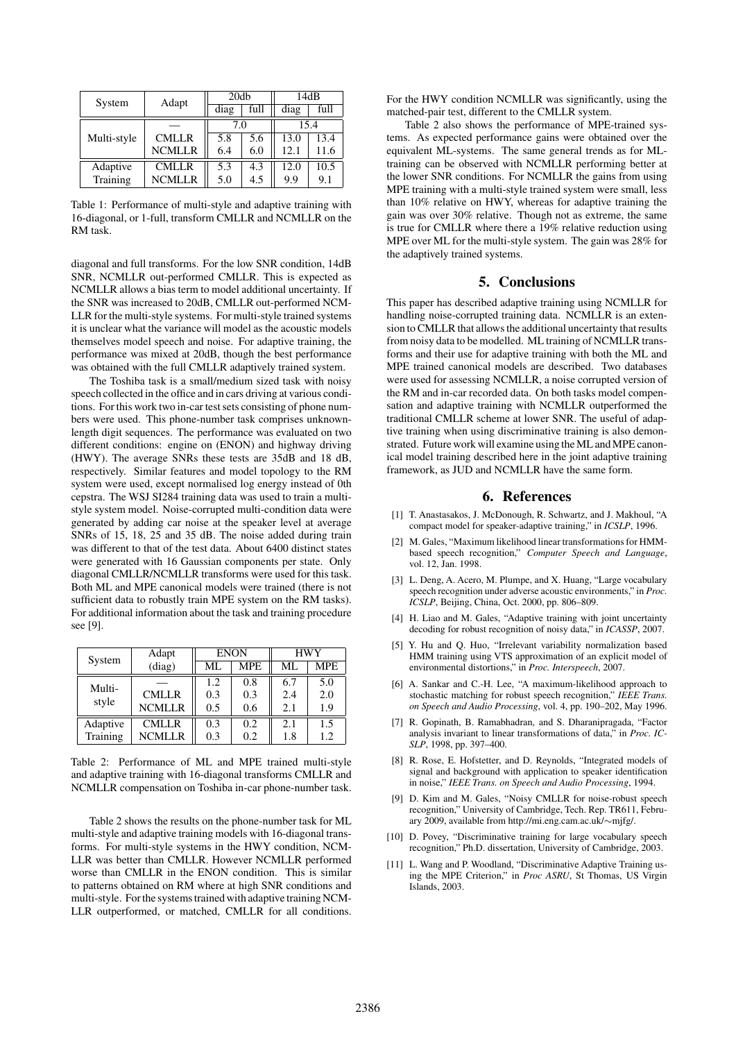| System | Adapt | 20db | | 14dB | |
|---|---|---|---|---|---|
| | | diag | full | diag | full |
| Multi-style | — | 7.0 | | 15.4 | |
| | CMLLR | 5.8 | 5.6 | 13.0 | 13.4 |
| | NCMLLR | 6.4 | 6.0 | 12.1 | 11.6 |
| Adaptive Training | CMLLR | 5.3 | 4.3 | 12.0 | 10.5 |
| | NCMLLR | 5.0 | 4.5 | 9.9 | 9.1 |

Table 1: Performance of multi-style and adaptive training with 16-diagonal, or 1-full, transform CMLLR and NCMLLR on the RM task.

diagonal and full transforms. For the low SNR condition, 14dB SNR, NCMLLR out-performed CMLLR. This is expected as NCMLLR allows a bias term to model additional uncertainty. If the SNR was increased to 20dB, CMLLR out-performed NCMLLR for the multi-style systems. For multi-style trained systems it is unclear what the variance will model as the acoustic models themselves model speech and noise. For adaptive training, the performance was mixed at 20dB, though the best performance was obtained with the full CMLLR adaptively trained system.

The Toshiba task is a small/medium sized task with noisy speech collected in the office and in cars driving at various conditions. For this work two in-car test sets consisting of phone numbers were used. This phone-number task comprises unknown-length digit sequences. The performance was evaluated on two different conditions: engine on (ENON) and highway driving (HWY). The average SNRs these tests are 35dB and 18 dB, respectively. Similar features and model topology to the RM system were used, except normalised log energy instead of 0th cepstra. The WSJ SI284 training data was used to train a multi-style system model. Noise-corrupted multi-condition data were generated by adding car noise at the speaker level at average SNRs of 15, 18, 25 and 35 dB. The noise added during train was different to that of the test data. About 6400 distinct states were generated with 16 Gaussian components per state. Only diagonal CMLLR/NCMLLR transforms were used for this task. Both ML and MPE canonical models were trained (there is not sufficient data to robustly train MPE system on the RM tasks). For additional information about the task and training procedure see [9].

| System | Adapt (diag) | ENON | | HWY | |
|---|---|---|---|---|---|
| | | ML | MPE | ML | MPE |
| Multi-style | — | 1.2 | 0.8 | 6.7 | 5.0 |
| | CMLLR | 0.3 | 0.3 | 2.4 | 2.0 |
| | NCMLLR | 0.5 | 0.6 | 2.1 | 1.9 |
| Adaptive Training | CMLLR | 0.3 | 0.2 | 2.1 | 1.5 |
| | NCMLLR | 0.3 | 0.2 | 1.8 | 1.2 |

Table 2: Performance of ML and MPE trained multi-style and adaptive training with 16-diagonal transforms CMLLR and NCMLLR compensation on Toshiba in-car phone-number task.

Table 2 shows the results on the phone-number task for ML multi-style and adaptive training models with 16-diagonal transforms. For multi-style systems in the HWY condition, NCMLLR was better than CMLLR. However NCMLLR performed worse than CMLLR in the ENON condition. This is similar to patterns obtained on RM where at high SNR conditions and multi-style. For the systems trained with adaptive training NCMLLR outperformed, or matched, CMLLR for all conditions. For the HWY condition NCMLLR was significantly, using the matched-pair test, different to the CMLLR system.

Table 2 also shows the performance of MPE-trained systems. As expected performance gains were obtained over the equivalent ML-systems. The same general trends as for ML-training can be observed with NCMLLR performing better at the lower SNR conditions. For NCMLLR the gains from using MPE training with a multi-style trained system were small, less than 10% relative on HWY, whereas for adaptive training the gain was over 30% relative. Though not as extreme, the same is true for CMLLR where there a 19% relative reduction using MPE over ML for the multi-style system. The gain was 28% for the adaptively trained systems.

## 5. Conclusions

This paper has described adaptive training using NCMLLR for handling noise-corrupted training data. NCMLLR is an extension to CMLLR that allows the additional uncertainty that results from noisy data to be modelled. ML training of NCMLLR transforms and their use for adaptive training with both the ML and MPE trained canonical models are described. Two databases were used for assessing NCMLLR, a noise corrupted version of the RM and in-car recorded data. On both tasks model compensation and adaptive training with NCMLLR outperformed the traditional CMLLR scheme at lower SNR. The useful of adaptive training when using discriminative training is also demonstrated. Future work will examine using the ML and MPE canonical model training described here in the joint adaptive training framework, as JUD and NCMLLR have the same form.

## 6. References

[1] T. Anastasakos, J. McDonough, R. Schwartz, and J. Makhoul, "A compact model for speaker-adaptive training," in *ICSLP*, 1996.

[2] M. Gales, "Maximum likelihood linear transformations for HMM-based speech recognition," *Computer Speech and Language*, vol. 12, Jan. 1998.

[3] L. Deng, A. Acero, M. Plumpe, and X. Huang, "Large vocabulary speech recognition under adverse acoustic environments," in *Proc. ICSLP*, Beijing, China, Oct. 2000, pp. 806–809.

[4] H. Liao and M. Gales, "Adaptive training with joint uncertainty decoding for robust recognition of noisy data," in *ICASSP*, 2007.

[5] Y. Hu and Q. Huo, "Irrelevant variability normalization based HMM training using VTS approximation of an explicit model of environmental distortions," in *Proc. Interspeech*, 2007.

[6] A. Sankar and C.-H. Lee, "A maximum-likelihood approach to stochastic matching for robust speech recognition," *IEEE Trans. on Speech and Audio Processing*, vol. 4, pp. 190–202, May 1996.

[7] R. Gopinath, B. Ramabhadran, and S. Dharanipragada, "Factor analysis invariant to linear transformations of data," in *Proc. ICSLP*, 1998, pp. 397–400.

[8] R. Rose, E. Hofstetter, and D. Reynolds, "Integrated models of signal and background with application to speaker identification in noise," *IEEE Trans. on Speech and Audio Processing*, 1994.

[9] D. Kim and M. Gales, "Noisy CMLLR for noise-robust speech recognition," University of Cambridge, Tech. Rep. TR611, February 2009, available from http://mi.eng.cam.ac.uk/∼mjfg/.

[10] D. Povey, "Discriminative training for large vocabulary speech recognition," Ph.D. dissertation, University of Cambridge, 2003.

[11] L. Wang and P. Woodland, "Discriminative Adaptive Training using the MPE Criterion," in *Proc ASRU*, St Thomas, US Virgin Islands, 2003.